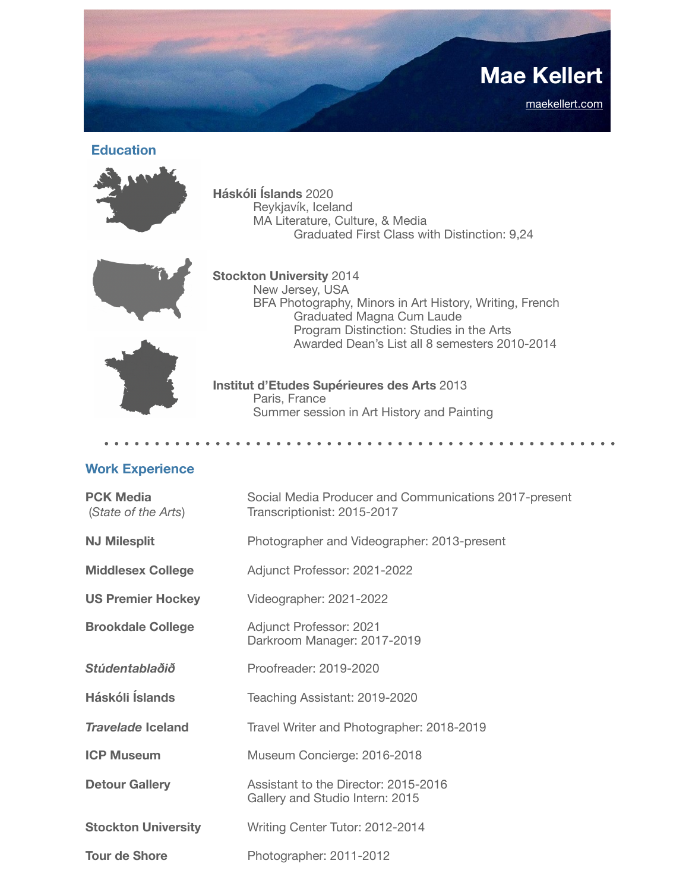# Mae Kellert

maekellert.com

## Education

**Háskóli Íslands** 2020
Reykjavík, Iceland
MA Literature, Culture, & Media
Graduated First Class with Distinction: 9,24

**Stockton University** 2014
New Jersey, USA
BFA Photography, Minors in Art History, Writing, French
Graduated Magna Cum Laude
Program Distinction: Studies in the Arts
Awarded Dean's List all 8 semesters 2010-2014

**Institut d'Etudes Supérieures des Arts** 2013
Paris, France
Summer session in Art History and Painting

## Work Experience

| | |
|---|---|
| **PCK Media** (*State of the Arts*) | Social Media Producer and Communications 2017-present<br>Transcriptionist: 2015-2017 |
| **NJ Milesplit** | Photographer and Videographer: 2013-present |
| **Middlesex College** | Adjunct Professor: 2021-2022 |
| **US Premier Hockey** | Videographer: 2021-2022 |
| **Brookdale College** | Adjunct Professor: 2021<br>Darkroom Manager: 2017-2019 |
| ***Stúdentablaðið*** | Proofreader: 2019-2020 |
| **Háskóli Íslands** | Teaching Assistant: 2019-2020 |
| ***Travelade* Iceland** | Travel Writer and Photographer: 2018-2019 |
| **ICP Museum** | Museum Concierge: 2016-2018 |
| **Detour Gallery** | Assistant to the Director: 2015-2016<br>Gallery and Studio Intern: 2015 |
| **Stockton University** | Writing Center Tutor: 2012-2014 |
| **Tour de Shore** | Photographer: 2011-2012 |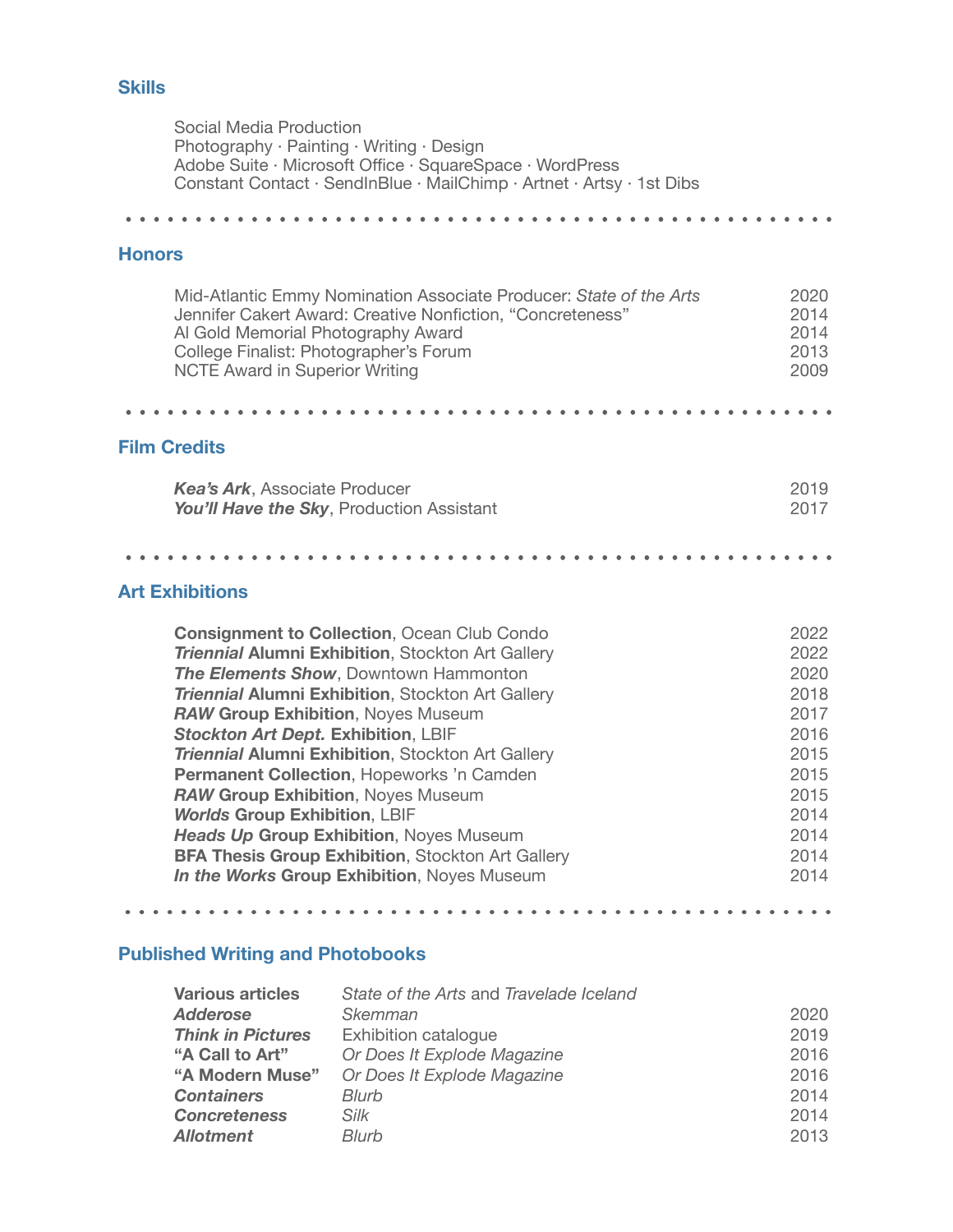## Skills

Social Media Production
Photography · Painting · Writing · Design
Adobe Suite · Microsoft Office · SquareSpace · WordPress
Constant Contact · SendInBlue · MailChimp · Artnet · Artsy · 1st Dibs

## Honors

| | |
|---|---|
| Mid-Atlantic Emmy Nomination Associate Producer: *State of the Arts* | 2020 |
| Jennifer Cakert Award: Creative Nonfiction, "Concreteness" | 2014 |
| Al Gold Memorial Photography Award | 2014 |
| College Finalist: Photographer's Forum | 2013 |
| NCTE Award in Superior Writing | 2009 |

## Film Credits

| | |
|---|---|
| ***Kea's Ark***, Associate Producer | 2019 |
| ***You'll Have the Sky***, Production Assistant | 2017 |

## Art Exhibitions

| | |
|---|---|
| **Consignment to Collection**, Ocean Club Condo | 2022 |
| ***Triennial* Alumni Exhibition**, Stockton Art Gallery | 2022 |
| ***The Elements Show***, Downtown Hammonton | 2020 |
| ***Triennial* Alumni Exhibition**, Stockton Art Gallery | 2018 |
| ***RAW* Group Exhibition**, Noyes Museum | 2017 |
| ***Stockton Art Dept.* Exhibition**, LBIF | 2016 |
| ***Triennial* Alumni Exhibition**, Stockton Art Gallery | 2015 |
| **Permanent Collection**, Hopeworks 'n Camden | 2015 |
| ***RAW* Group Exhibition**, Noyes Museum | 2015 |
| ***Worlds* Group Exhibition**, LBIF | 2014 |
| ***Heads Up* Group Exhibition**, Noyes Museum | 2014 |
| **BFA Thesis Group Exhibition**, Stockton Art Gallery | 2014 |
| ***In the Works* Group Exhibition**, Noyes Museum | 2014 |

## Published Writing and Photobooks

| | | |
|---|---|---|
| **Various articles** | *State of the Arts* and *Travelade Iceland* | |
| ***Adderose*** | *Skemman* | 2020 |
| ***Think in Pictures*** | Exhibition catalogue | 2019 |
| **"A Call to Art"** | *Or Does It Explode Magazine* | 2016 |
| **"A Modern Muse"** | *Or Does It Explode Magazine* | 2016 |
| ***Containers*** | *Blurb* | 2014 |
| ***Concreteness*** | *Silk* | 2014 |
| ***Allotment*** | *Blurb* | 2013 |